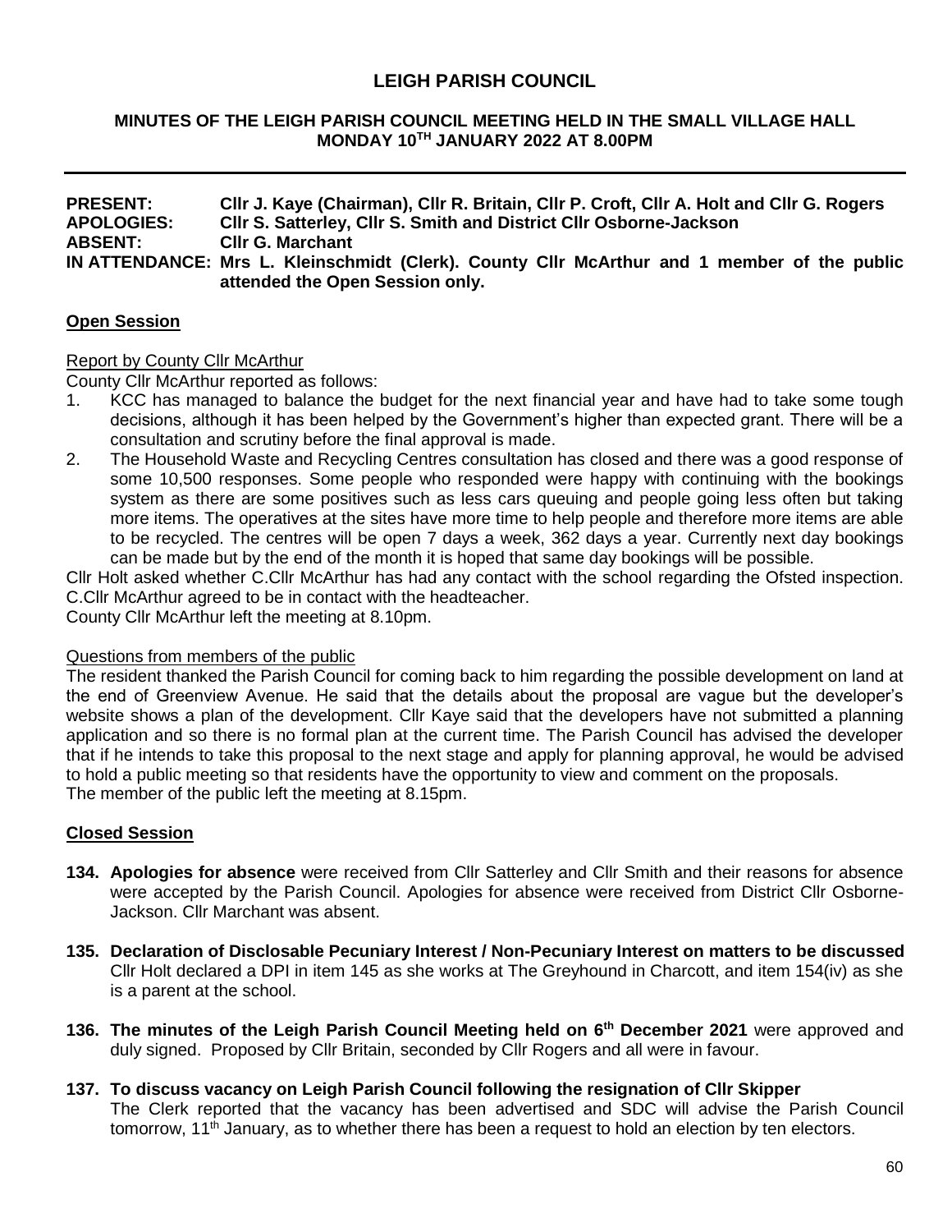# LEIGH PARISH COUNCIL

## MINUTES OF THE LEIGH PARISH COUNCIL MEETING HELD IN THE SMALL VILLAGE HALL MONDAY 10TH JANUARY 2022 AT 8.00PM

**PRESENT:** **Cllr J. Kaye (Chairman), Cllr R. Britain, Cllr P. Croft, Cllr A. Holt and Cllr G. Rogers**
**APOLOGIES:** **Cllr S. Satterley, Cllr S. Smith and District Cllr Osborne-Jackson**
**ABSENT:** **Cllr G. Marchant**
**IN ATTENDANCE:** **Mrs L. Kleinschmidt (Clerk). County Cllr McArthur and 1 member of the public attended the Open Session only.**

### Open Session

Report by County Cllr McArthur

County Cllr McArthur reported as follows:

1. KCC has managed to balance the budget for the next financial year and have had to take some tough decisions, although it has been helped by the Government's higher than expected grant. There will be a consultation and scrutiny before the final approval is made.
2. The Household Waste and Recycling Centres consultation has closed and there was a good response of some 10,500 responses. Some people who responded were happy with continuing with the bookings system as there are some positives such as less cars queuing and people going less often but taking more items. The operatives at the sites have more time to help people and therefore more items are able to be recycled. The centres will be open 7 days a week, 362 days a year. Currently next day bookings can be made but by the end of the month it is hoped that same day bookings will be possible.

Cllr Holt asked whether C.Cllr McArthur has had any contact with the school regarding the Ofsted inspection. C.Cllr McArthur agreed to be in contact with the headteacher.

County Cllr McArthur left the meeting at 8.10pm.

Questions from members of the public

The resident thanked the Parish Council for coming back to him regarding the possible development on land at the end of Greenview Avenue. He said that the details about the proposal are vague but the developer's website shows a plan of the development. Cllr Kaye said that the developers have not submitted a planning application and so there is no formal plan at the current time. The Parish Council has advised the developer that if he intends to take this proposal to the next stage and apply for planning approval, he would be advised to hold a public meeting so that residents have the opportunity to view and comment on the proposals.

The member of the public left the meeting at 8.15pm.

### Closed Session

**134. Apologies for absence** were received from Cllr Satterley and Cllr Smith and their reasons for absence were accepted by the Parish Council. Apologies for absence were received from District Cllr Osborne-Jackson. Cllr Marchant was absent.

**135. Declaration of Disclosable Pecuniary Interest / Non-Pecuniary Interest on matters to be discussed** Cllr Holt declared a DPI in item 145 as she works at The Greyhound in Charcott, and item 154(iv) as she is a parent at the school.

**136. The minutes of the Leigh Parish Council Meeting held on 6th December 2021** were approved and duly signed. Proposed by Cllr Britain, seconded by Cllr Rogers and all were in favour.

**137. To discuss vacancy on Leigh Parish Council following the resignation of Cllr Skipper**
The Clerk reported that the vacancy has been advertised and SDC will advise the Parish Council tomorrow, 11th January, as to whether there has been a request to hold an election by ten electors.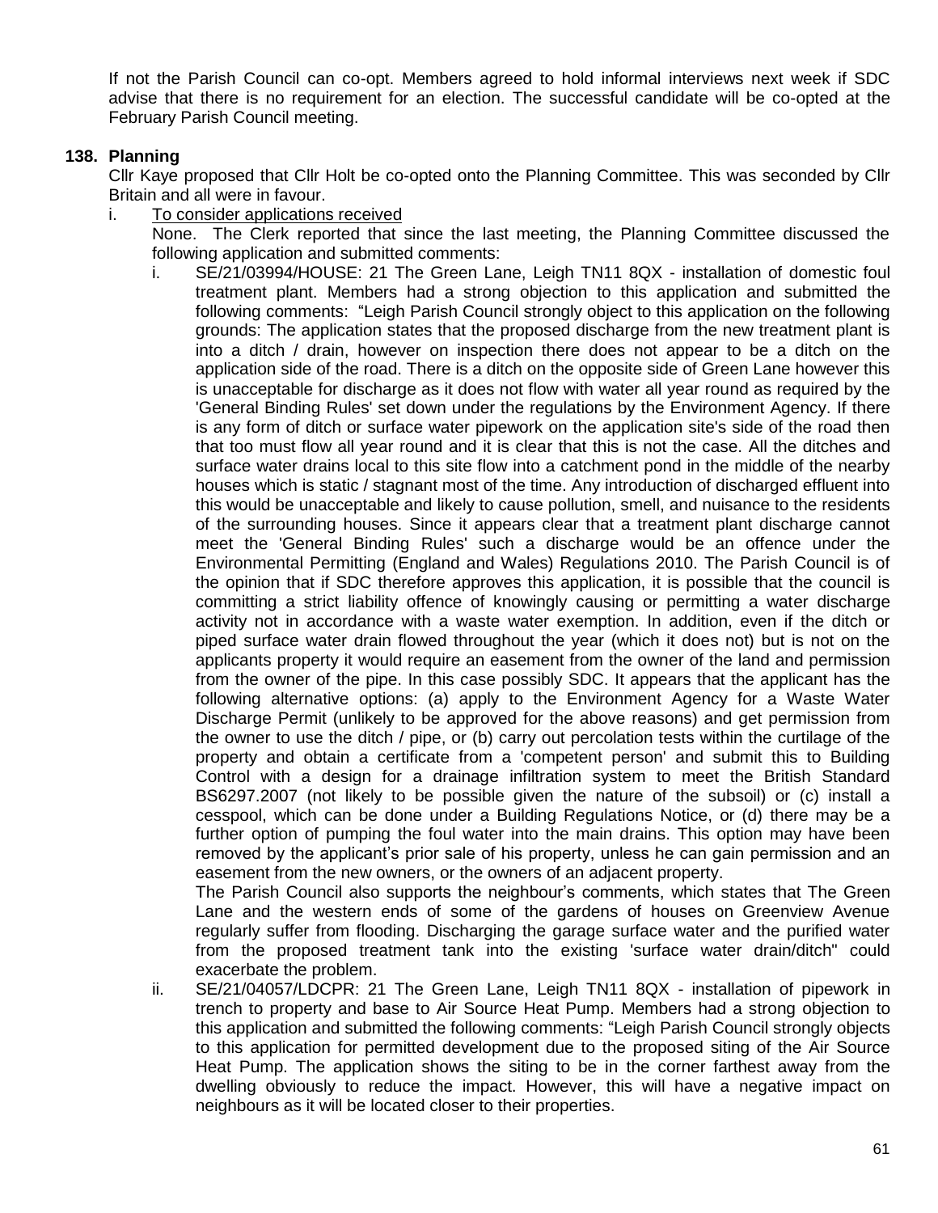If not the Parish Council can co-opt. Members agreed to hold informal interviews next week if SDC advise that there is no requirement for an election. The successful candidate will be co-opted at the February Parish Council meeting.

**138. Planning**

Cllr Kaye proposed that Cllr Holt be co-opted onto the Planning Committee. This was seconded by Cllr Britain and all were in favour.

i. <u>To consider applications received</u>

None. The Clerk reported that since the last meeting, the Planning Committee discussed the following application and submitted comments:

i. SE/21/03994/HOUSE: 21 The Green Lane, Leigh TN11 8QX - installation of domestic foul treatment plant. Members had a strong objection to this application and submitted the following comments: "Leigh Parish Council strongly object to this application on the following grounds: The application states that the proposed discharge from the new treatment plant is into a ditch / drain, however on inspection there does not appear to be a ditch on the application side of the road. There is a ditch on the opposite side of Green Lane however this is unacceptable for discharge as it does not flow with water all year round as required by the 'General Binding Rules' set down under the regulations by the Environment Agency. If there is any form of ditch or surface water pipework on the application site's side of the road then that too must flow all year round and it is clear that this is not the case. All the ditches and surface water drains local to this site flow into a catchment pond in the middle of the nearby houses which is static / stagnant most of the time. Any introduction of discharged effluent into this would be unacceptable and likely to cause pollution, smell, and nuisance to the residents of the surrounding houses. Since it appears clear that a treatment plant discharge cannot meet the 'General Binding Rules' such a discharge would be an offence under the Environmental Permitting (England and Wales) Regulations 2010. The Parish Council is of the opinion that if SDC therefore approves this application, it is possible that the council is committing a strict liability offence of knowingly causing or permitting a water discharge activity not in accordance with a waste water exemption. In addition, even if the ditch or piped surface water drain flowed throughout the year (which it does not) but is not on the applicants property it would require an easement from the owner of the land and permission from the owner of the pipe. In this case possibly SDC. It appears that the applicant has the following alternative options: (a) apply to the Environment Agency for a Waste Water Discharge Permit (unlikely to be approved for the above reasons) and get permission from the owner to use the ditch / pipe, or (b) carry out percolation tests within the curtilage of the property and obtain a certificate from a 'competent person' and submit this to Building Control with a design for a drainage infiltration system to meet the British Standard BS6297.2007 (not likely to be possible given the nature of the subsoil) or (c) install a cesspool, which can be done under a Building Regulations Notice, or (d) there may be a further option of pumping the foul water into the main drains. This option may have been removed by the applicant's prior sale of his property, unless he can gain permission and an easement from the new owners, or the owners of an adjacent property.

The Parish Council also supports the neighbour's comments, which states that The Green Lane and the western ends of some of the gardens of houses on Greenview Avenue regularly suffer from flooding. Discharging the garage surface water and the purified water from the proposed treatment tank into the existing 'surface water drain/ditch" could exacerbate the problem.

ii. SE/21/04057/LDCPR: 21 The Green Lane, Leigh TN11 8QX - installation of pipework in trench to property and base to Air Source Heat Pump. Members had a strong objection to this application and submitted the following comments: "Leigh Parish Council strongly objects to this application for permitted development due to the proposed siting of the Air Source Heat Pump. The application shows the siting to be in the corner farthest away from the dwelling obviously to reduce the impact. However, this will have a negative impact on neighbours as it will be located closer to their properties.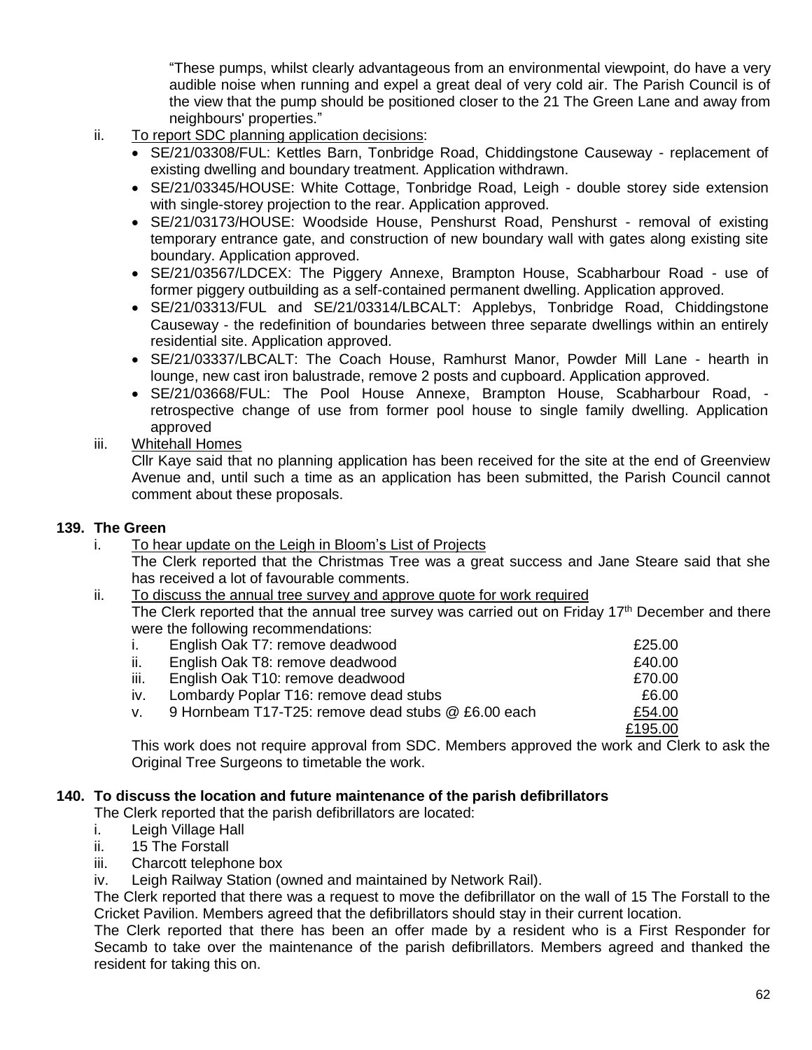"These pumps, whilst clearly advantageous from an environmental viewpoint, do have a very audible noise when running and expel a great deal of very cold air. The Parish Council is of the view that the pump should be positioned closer to the 21 The Green Lane and away from neighbours' properties."

ii. To report SDC planning application decisions:
   - SE/21/03308/FUL: Kettles Barn, Tonbridge Road, Chiddingstone Causeway - replacement of existing dwelling and boundary treatment. Application withdrawn.
   - SE/21/03345/HOUSE: White Cottage, Tonbridge Road, Leigh - double storey side extension with single-storey projection to the rear. Application approved.
   - SE/21/03173/HOUSE: Woodside House, Penshurst Road, Penshurst - removal of existing temporary entrance gate, and construction of new boundary wall with gates along existing site boundary. Application approved.
   - SE/21/03567/LDCEX: The Piggery Annexe, Brampton House, Scabharbour Road - use of former piggery outbuilding as a self-contained permanent dwelling. Application approved.
   - SE/21/03313/FUL and SE/21/03314/LBCALT: Applebys, Tonbridge Road, Chiddingstone Causeway - the redefinition of boundaries between three separate dwellings within an entirely residential site. Application approved.
   - SE/21/03337/LBCALT: The Coach House, Ramhurst Manor, Powder Mill Lane - hearth in lounge, new cast iron balustrade, remove 2 posts and cupboard. Application approved.
   - SE/21/03668/FUL: The Pool House Annexe, Brampton House, Scabharbour Road, - retrospective change of use from former pool house to single family dwelling. Application approved

iii. Whitehall Homes

Cllr Kaye said that no planning application has been received for the site at the end of Greenview Avenue and, until such a time as an application has been submitted, the Parish Council cannot comment about these proposals.

**139. The Green**

i. To hear update on the Leigh in Bloom's List of Projects

The Clerk reported that the Christmas Tree was a great success and Jane Steare said that she has received a lot of favourable comments.

ii. To discuss the annual tree survey and approve quote for work required

The Clerk reported that the annual tree survey was carried out on Friday 17th December and there were the following recommendations:

| | | |
|---|---|---|
| i. | English Oak T7: remove deadwood | £25.00 |
| ii. | English Oak T8: remove deadwood | £40.00 |
| iii. | English Oak T10: remove deadwood | £70.00 |
| iv. | Lombardy Poplar T16: remove dead stubs | £6.00 |
| v. | 9 Hornbeam T17-T25: remove dead stubs @ £6.00 each | £54.00 |
| | | £195.00 |

This work does not require approval from SDC. Members approved the work and Clerk to ask the Original Tree Surgeons to timetable the work.

**140. To discuss the location and future maintenance of the parish defibrillators**

The Clerk reported that the parish defibrillators are located:

i. Leigh Village Hall
ii. 15 The Forstall
iii. Charcott telephone box
iv. Leigh Railway Station (owned and maintained by Network Rail).

The Clerk reported that there was a request to move the defibrillator on the wall of 15 The Forstall to the Cricket Pavilion. Members agreed that the defibrillators should stay in their current location.

The Clerk reported that there has been an offer made by a resident who is a First Responder for Secamb to take over the maintenance of the parish defibrillators. Members agreed and thanked the resident for taking this on.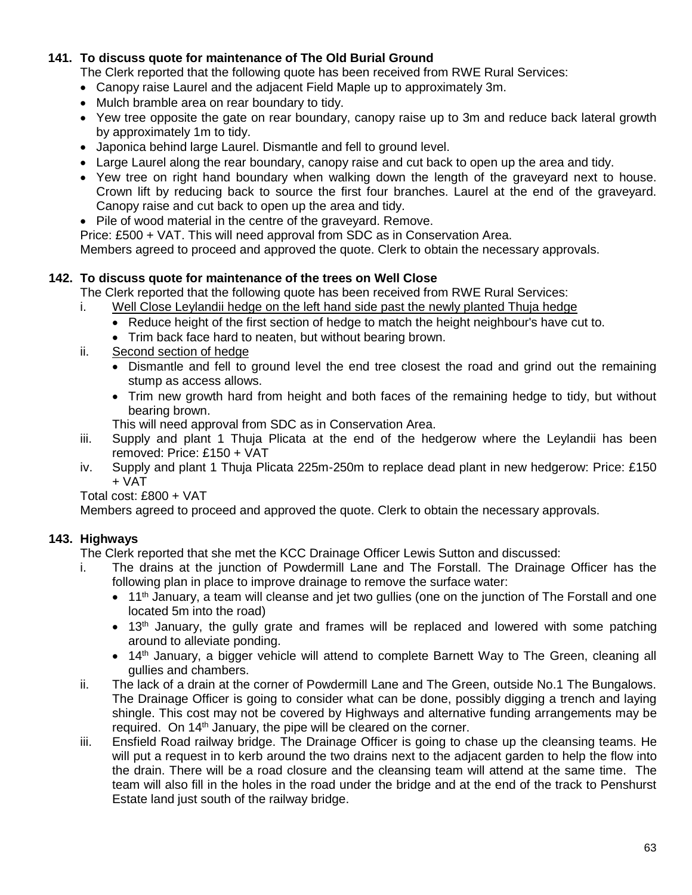### 141. To discuss quote for maintenance of The Old Burial Ground

The Clerk reported that the following quote has been received from RWE Rural Services:

- Canopy raise Laurel and the adjacent Field Maple up to approximately 3m.
- Mulch bramble area on rear boundary to tidy.
- Yew tree opposite the gate on rear boundary, canopy raise up to 3m and reduce back lateral growth by approximately 1m to tidy.
- Japonica behind large Laurel. Dismantle and fell to ground level.
- Large Laurel along the rear boundary, canopy raise and cut back to open up the area and tidy.
- Yew tree on right hand boundary when walking down the length of the graveyard next to house. Crown lift by reducing back to source the first four branches. Laurel at the end of the graveyard. Canopy raise and cut back to open up the area and tidy.
- Pile of wood material in the centre of the graveyard. Remove.

Price: £500 + VAT. This will need approval from SDC as in Conservation Area.

Members agreed to proceed and approved the quote. Clerk to obtain the necessary approvals.

### 142. To discuss quote for maintenance of the trees on Well Close

The Clerk reported that the following quote has been received from RWE Rural Services:

i. Well Close Leylandii hedge on the left hand side past the newly planted Thuja hedge
   - Reduce height of the first section of hedge to match the height neighbour's have cut to.
   - Trim back face hard to neaten, but without bearing brown.

ii. Second section of hedge
   - Dismantle and fell to ground level the end tree closest the road and grind out the remaining stump as access allows.
   - Trim new growth hard from height and both faces of the remaining hedge to tidy, but without bearing brown.

   This will need approval from SDC as in Conservation Area.

iii. Supply and plant 1 Thuja Plicata at the end of the hedgerow where the Leylandii has been removed: Price: £150 + VAT

iv. Supply and plant 1 Thuja Plicata 225m-250m to replace dead plant in new hedgerow: Price: £150 + VAT

Total cost: £800 + VAT

Members agreed to proceed and approved the quote. Clerk to obtain the necessary approvals.

### 143. Highways

The Clerk reported that she met the KCC Drainage Officer Lewis Sutton and discussed:

i. The drains at the junction of Powdermill Lane and The Forstall. The Drainage Officer has the following plan in place to improve drainage to remove the surface water:
   - 11th January, a team will cleanse and jet two gullies (one on the junction of The Forstall and one located 5m into the road)
   - 13th January, the gully grate and frames will be replaced and lowered with some patching around to alleviate ponding.
   - 14th January, a bigger vehicle will attend to complete Barnett Way to The Green, cleaning all gullies and chambers.

ii. The lack of a drain at the corner of Powdermill Lane and The Green, outside No.1 The Bungalows. The Drainage Officer is going to consider what can be done, possibly digging a trench and laying shingle. This cost may not be covered by Highways and alternative funding arrangements may be required. On 14th January, the pipe will be cleared on the corner.

iii. Ensfield Road railway bridge. The Drainage Officer is going to chase up the cleansing teams. He will put a request in to kerb around the two drains next to the adjacent garden to help the flow into the drain. There will be a road closure and the cleansing team will attend at the same time. The team will also fill in the holes in the road under the bridge and at the end of the track to Penshurst Estate land just south of the railway bridge.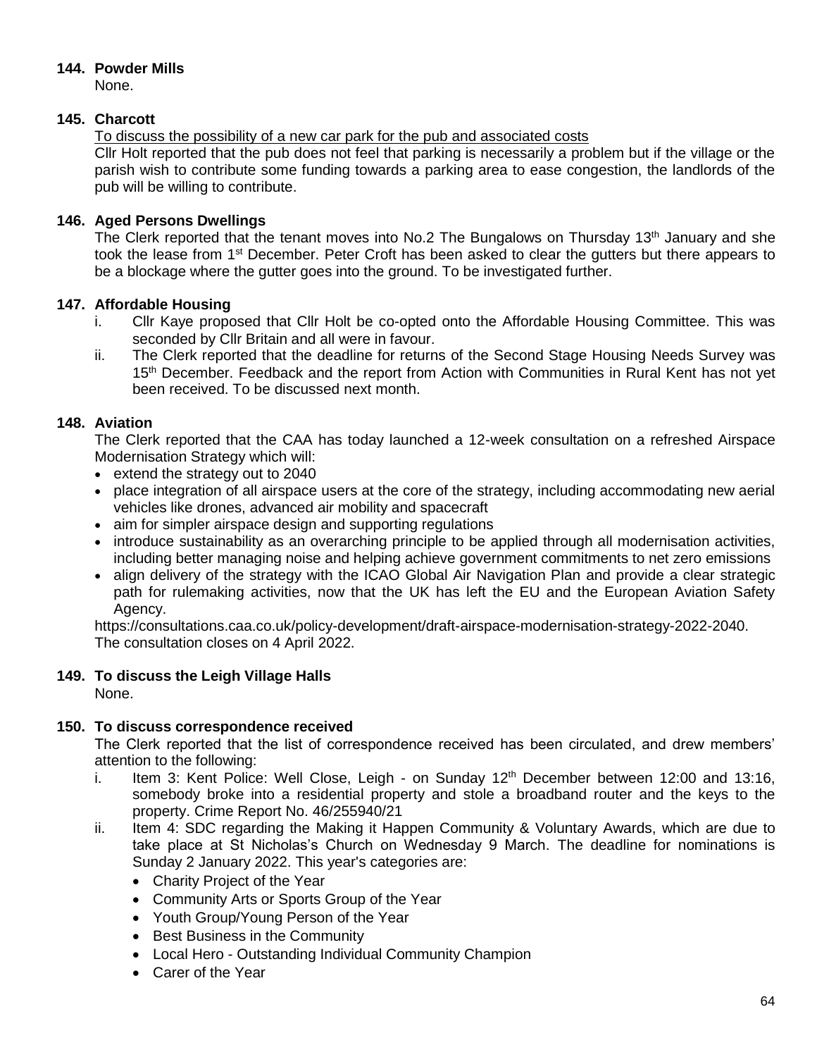**144. Powder Mills**

None.

**145. Charcott**

To discuss the possibility of a new car park for the pub and associated costs

Cllr Holt reported that the pub does not feel that parking is necessarily a problem but if the village or the parish wish to contribute some funding towards a parking area to ease congestion, the landlords of the pub will be willing to contribute.

**146. Aged Persons Dwellings**

The Clerk reported that the tenant moves into No.2 The Bungalows on Thursday 13th January and she took the lease from 1st December. Peter Croft has been asked to clear the gutters but there appears to be a blockage where the gutter goes into the ground. To be investigated further.

**147. Affordable Housing**

i. Cllr Kaye proposed that Cllr Holt be co-opted onto the Affordable Housing Committee. This was seconded by Cllr Britain and all were in favour.

ii. The Clerk reported that the deadline for returns of the Second Stage Housing Needs Survey was 15th December. Feedback and the report from Action with Communities in Rural Kent has not yet been received. To be discussed next month.

**148. Aviation**

The Clerk reported that the CAA has today launched a 12-week consultation on a refreshed Airspace Modernisation Strategy which will:

- extend the strategy out to 2040
- place integration of all airspace users at the core of the strategy, including accommodating new aerial vehicles like drones, advanced air mobility and spacecraft
- aim for simpler airspace design and supporting regulations
- introduce sustainability as an overarching principle to be applied through all modernisation activities, including better managing noise and helping achieve government commitments to net zero emissions
- align delivery of the strategy with the ICAO Global Air Navigation Plan and provide a clear strategic path for rulemaking activities, now that the UK has left the EU and the European Aviation Safety Agency.

https://consultations.caa.co.uk/policy-development/draft-airspace-modernisation-strategy-2022-2040.
The consultation closes on 4 April 2022.

**149. To discuss the Leigh Village Halls**

None.

**150. To discuss correspondence received**

The Clerk reported that the list of correspondence received has been circulated, and drew members' attention to the following:

i. Item 3: Kent Police: Well Close, Leigh - on Sunday 12th December between 12:00 and 13:16, somebody broke into a residential property and stole a broadband router and the keys to the property. Crime Report No. 46/255940/21

ii. Item 4: SDC regarding the Making it Happen Community & Voluntary Awards, which are due to take place at St Nicholas's Church on Wednesday 9 March. The deadline for nominations is Sunday 2 January 2022. This year's categories are:
   - Charity Project of the Year
   - Community Arts or Sports Group of the Year
   - Youth Group/Young Person of the Year
   - Best Business in the Community
   - Local Hero - Outstanding Individual Community Champion
   - Carer of the Year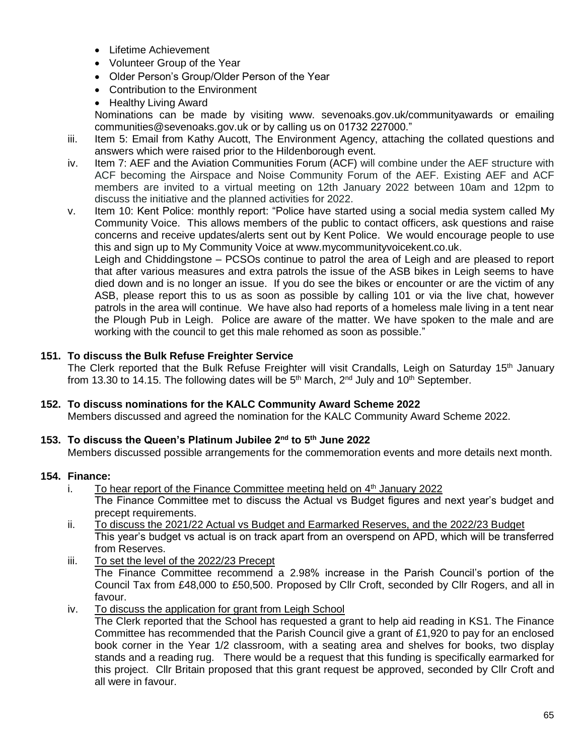- Lifetime Achievement
- Volunteer Group of the Year
- Older Person's Group/Older Person of the Year
- Contribution to the Environment
- Healthy Living Award

Nominations can be made by visiting www. sevenoaks.gov.uk/communityawards or emailing communities@sevenoaks.gov.uk or by calling us on 01732 227000."

iii. Item 5: Email from Kathy Aucott, The Environment Agency, attaching the collated questions and answers which were raised prior to the Hildenborough event.

iv. Item 7: AEF and the Aviation Communities Forum (ACF) will combine under the AEF structure with ACF becoming the Airspace and Noise Community Forum of the AEF. Existing AEF and ACF members are invited to a virtual meeting on 12th January 2022 between 10am and 12pm to discuss the initiative and the planned activities for 2022.

v. Item 10: Kent Police: monthly report: "Police have started using a social media system called My Community Voice. This allows members of the public to contact officers, ask questions and raise concerns and receive updates/alerts sent out by Kent Police. We would encourage people to use this and sign up to My Community Voice at www.mycommunityvoicekent.co.uk.
Leigh and Chiddingstone – PCSOs continue to patrol the area of Leigh and are pleased to report that after various measures and extra patrols the issue of the ASB bikes in Leigh seems to have died down and is no longer an issue. If you do see the bikes or encounter or are the victim of any ASB, please report this to us as soon as possible by calling 101 or via the live chat, however patrols in the area will continue. We have also had reports of a homeless male living in a tent near the Plough Pub in Leigh. Police are aware of the matter. We have spoken to the male and are working with the council to get this male rehomed as soon as possible."

**151. To discuss the Bulk Refuse Freighter Service**

The Clerk reported that the Bulk Refuse Freighter will visit Crandalls, Leigh on Saturday 15th January from 13.30 to 14.15. The following dates will be 5th March, 2nd July and 10th September.

**152. To discuss nominations for the KALC Community Award Scheme 2022**

Members discussed and agreed the nomination for the KALC Community Award Scheme 2022.

**153. To discuss the Queen's Platinum Jubilee 2nd to 5th June 2022**

Members discussed possible arrangements for the commemoration events and more details next month.

**154. Finance:**

i. To hear report of the Finance Committee meeting held on 4th January 2022
The Finance Committee met to discuss the Actual vs Budget figures and next year's budget and precept requirements.

ii. To discuss the 2021/22 Actual vs Budget and Earmarked Reserves, and the 2022/23 Budget
This year's budget vs actual is on track apart from an overspend on APD, which will be transferred from Reserves.

iii. To set the level of the 2022/23 Precept
The Finance Committee recommend a 2.98% increase in the Parish Council's portion of the Council Tax from £48,000 to £50,500. Proposed by Cllr Croft, seconded by Cllr Rogers, and all in favour.

iv. To discuss the application for grant from Leigh School
The Clerk reported that the School has requested a grant to help aid reading in KS1. The Finance Committee has recommended that the Parish Council give a grant of £1,920 to pay for an enclosed book corner in the Year 1/2 classroom, with a seating area and shelves for books, two display stands and a reading rug. There would be a request that this funding is specifically earmarked for this project. Cllr Britain proposed that this grant request be approved, seconded by Cllr Croft and all were in favour.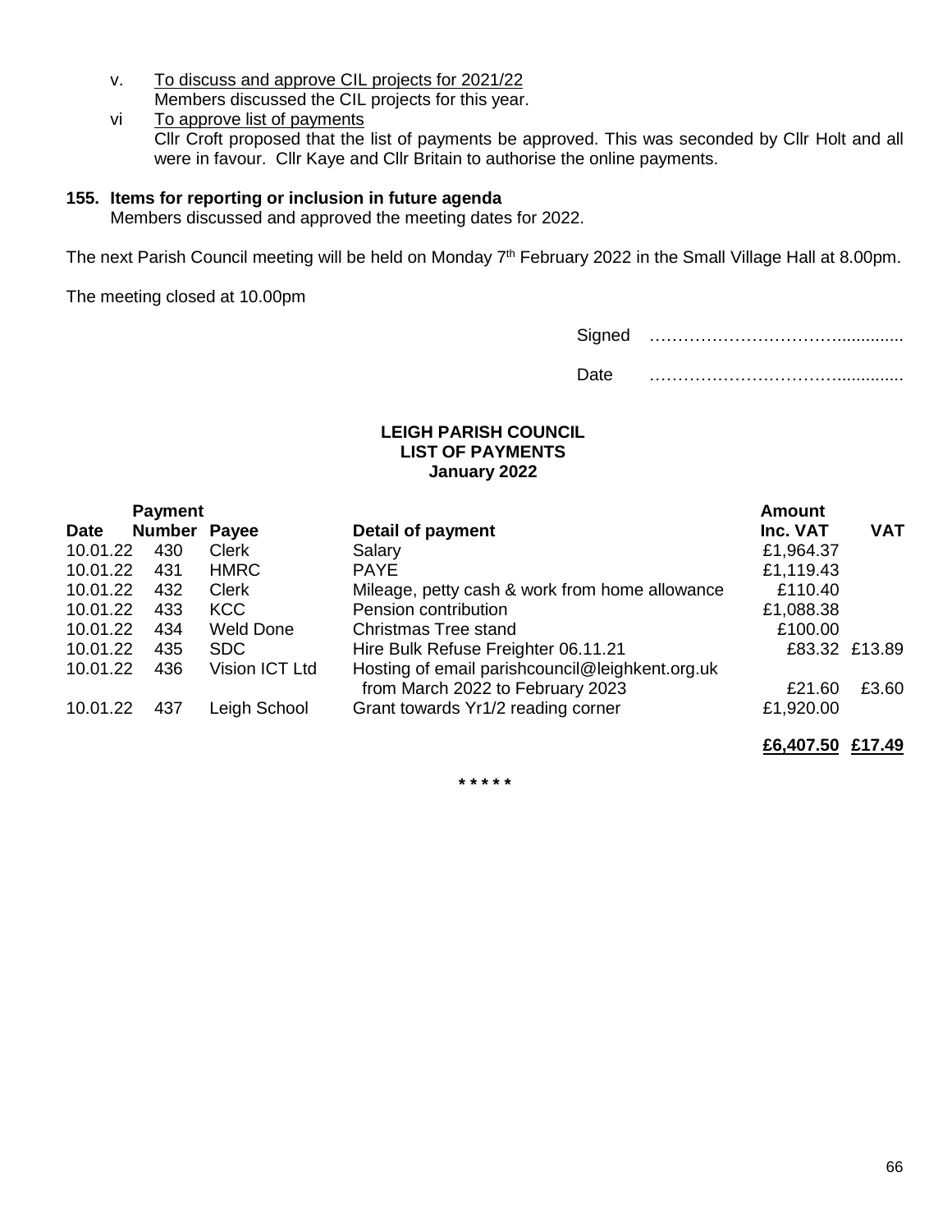v. <u>To discuss and approve CIL projects for 2021/22</u>
   Members discussed the CIL projects for this year.

vi <u>To approve list of payments</u>
   Cllr Croft proposed that the list of payments be approved. This was seconded by Cllr Holt and all were in favour. Cllr Kaye and Cllr Britain to authorise the online payments.

**155. Items for reporting or inclusion in future agenda**
Members discussed and approved the meeting dates for 2022.

The next Parish Council meeting will be held on Monday 7th February 2022 in the Small Village Hall at 8.00pm.

The meeting closed at 10.00pm

Signed ……………………………..............

Date ……………………………..............

**LEIGH PARISH COUNCIL**
**LIST OF PAYMENTS**
**January 2022**

| Date | Payment Number | Payee | Detail of payment | Amount Inc. VAT | VAT |
|---|---|---|---|---|---|
| 10.01.22 | 430 | Clerk | Salary | £1,964.37 | |
| 10.01.22 | 431 | HMRC | PAYE | £1,119.43 | |
| 10.01.22 | 432 | Clerk | Mileage, petty cash & work from home allowance | £110.40 | |
| 10.01.22 | 433 | KCC | Pension contribution | £1,088.38 | |
| 10.01.22 | 434 | Weld Done | Christmas Tree stand | £100.00 | |
| 10.01.22 | 435 | SDC | Hire Bulk Refuse Freighter 06.11.21 | £83.32 | £13.89 |
| 10.01.22 | 436 | Vision ICT Ltd | Hosting of email parishcouncil@leighkent.org.uk from March 2022 to February 2023 | £21.60 | £3.60 |
| 10.01.22 | 437 | Leigh School | Grant towards Yr1/2 reading corner | £1,920.00 | |
| | | | | **£6,407.50** | **£17.49** |

\* \* \* \* \*